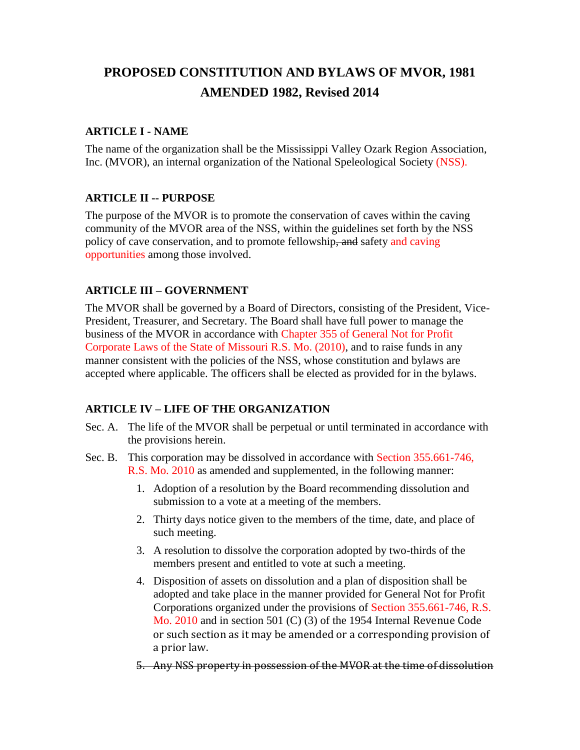# PROPOSED CONSTITUTION AND BYLAWS OF MVOR, 1981 AMENDED 1982, Revised 2014

## ARTICLE I - NAME

The name of the organization shall be the Mississippi Valley Ozark Region Association, Inc. (MVOR), an internal organization of the National Speleological Society (NSS).

## ARTICLE II -- PURPOSE

The purpose of the MVOR is to promote the conservation of caves within the caving community of the MVOR area of the NSS, within the guidelines set forth by the NSS policy of cave conservation, and to promote fellowship~~, and~~ safety and caving opportunities among those involved.

## ARTICLE III – GOVERNMENT

The MVOR shall be governed by a Board of Directors, consisting of the President, Vice-President, Treasurer, and Secretary. The Board shall have full power to manage the business of the MVOR in accordance with Chapter 355 of General Not for Profit Corporate Laws of the State of Missouri R.S. Mo. (2010), and to raise funds in any manner consistent with the policies of the NSS, whose constitution and bylaws are accepted where applicable. The officers shall be elected as provided for in the bylaws.

## ARTICLE IV – LIFE OF THE ORGANIZATION

Sec. A. The life of the MVOR shall be perpetual or until terminated in accordance with the provisions herein.

Sec. B. This corporation may be dissolved in accordance with Section 355.661-746, R.S. Mo. 2010 as amended and supplemented, in the following manner:

1. Adoption of a resolution by the Board recommending dissolution and submission to a vote at a meeting of the members.
2. Thirty days notice given to the members of the time, date, and place of such meeting.
3. A resolution to dissolve the corporation adopted by two-thirds of the members present and entitled to vote at such a meeting.
4. Disposition of assets on dissolution and a plan of disposition shall be adopted and take place in the manner provided for General Not for Profit Corporations organized under the provisions of Section 355.661-746, R.S. Mo. 2010 and in section 501 (C) (3) of the 1954 Internal Revenue Code or such section as it may be amended or a corresponding provision of a prior law.
5. ~~Any NSS property in possession of the MVOR at the time of dissolution~~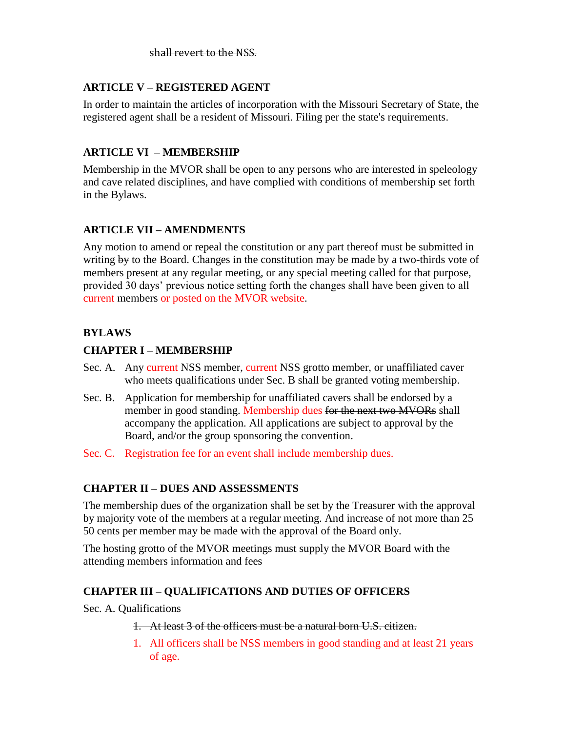~~shall revert to the NSS.~~

**ARTICLE V – REGISTERED AGENT**

In order to maintain the articles of incorporation with the Missouri Secretary of State, the registered agent shall be a resident of Missouri. Filing per the state's requirements.

**ARTICLE VI – MEMBERSHIP**

Membership in the MVOR shall be open to any persons who are interested in speleology and cave related disciplines, and have complied with conditions of membership set forth in the Bylaws.

**ARTICLE VII – AMENDMENTS**

Any motion to amend or repeal the constitution or any part thereof must be submitted in writing ~~by~~ to the Board. Changes in the constitution may be made by a two-thirds vote of members present at any regular meeting, or any special meeting called for that purpose, provided 30 days' previous notice setting forth the changes shall have been given to all current members or posted on the MVOR website.

**BYLAWS**

**CHAPTER I – MEMBERSHIP**

Sec. A. Any current NSS member, current NSS grotto member, or unaffiliated caver who meets qualifications under Sec. B shall be granted voting membership.

Sec. B. Application for membership for unaffiliated cavers shall be endorsed by a member in good standing. Membership dues ~~for the next two MVORs~~ shall accompany the application. All applications are subject to approval by the Board, and/or the group sponsoring the convention.

Sec. C. Registration fee for an event shall include membership dues.

**CHAPTER II – DUES AND ASSESSMENTS**

The membership dues of the organization shall be set by the Treasurer with the approval by majority vote of the members at a regular meeting. An~~d~~ increase of not more than ~~25~~ 50 cents per member may be made with the approval of the Board only.

The hosting grotto of the MVOR meetings must supply the MVOR Board with the attending members information and fees

**CHAPTER III – QUALIFICATIONS AND DUTIES OF OFFICERS**

Sec. A. Qualifications

1. ~~At least 3 of the officers must be a natural born U.S. citizen.~~
1. All officers shall be NSS members in good standing and at least 21 years of age.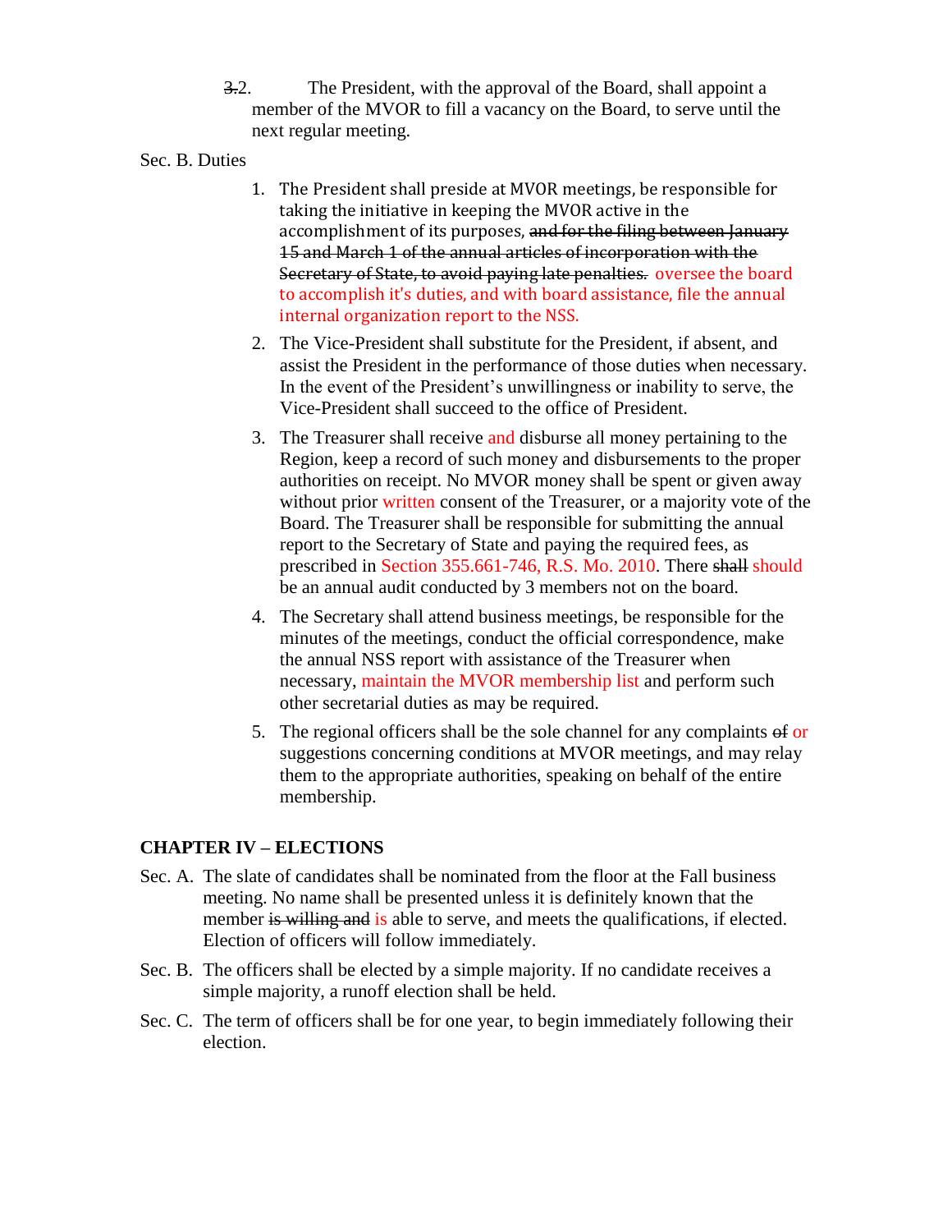~~3.~~2. The President, with the approval of the Board, shall appoint a member of the MVOR to fill a vacancy on the Board, to serve until the next regular meeting.

Sec. B. Duties

1. The President shall preside at MVOR meetings, be responsible for taking the initiative in keeping the MVOR active in the accomplishment of its purposes, ~~and for the filing between January 15 and March 1 of the annual articles of incorporation with the Secretary of State, to avoid paying late penalties.~~ oversee the board to accomplish it's duties, and with board assistance, file the annual internal organization report to the NSS.
2. The Vice-President shall substitute for the President, if absent, and assist the President in the performance of those duties when necessary. In the event of the President's unwillingness or inability to serve, the Vice-President shall succeed to the office of President.
3. The Treasurer shall receive and disburse all money pertaining to the Region, keep a record of such money and disbursements to the proper authorities on receipt. No MVOR money shall be spent or given away without prior written consent of the Treasurer, or a majority vote of the Board. The Treasurer shall be responsible for submitting the annual report to the Secretary of State and paying the required fees, as prescribed in Section 355.661-746, R.S. Mo. 2010. There ~~shall~~ should be an annual audit conducted by 3 members not on the board.
4. The Secretary shall attend business meetings, be responsible for the minutes of the meetings, conduct the official correspondence, make the annual NSS report with assistance of the Treasurer when necessary, maintain the MVOR membership list and perform such other secretarial duties as may be required.
5. The regional officers shall be the sole channel for any complaints ~~of~~ or suggestions concerning conditions at MVOR meetings, and may relay them to the appropriate authorities, speaking on behalf of the entire membership.

## CHAPTER IV – ELECTIONS

Sec. A. The slate of candidates shall be nominated from the floor at the Fall business meeting. No name shall be presented unless it is definitely known that the member ~~is willing and~~ is able to serve, and meets the qualifications, if elected. Election of officers will follow immediately.

Sec. B. The officers shall be elected by a simple majority. If no candidate receives a simple majority, a runoff election shall be held.

Sec. C. The term of officers shall be for one year, to begin immediately following their election.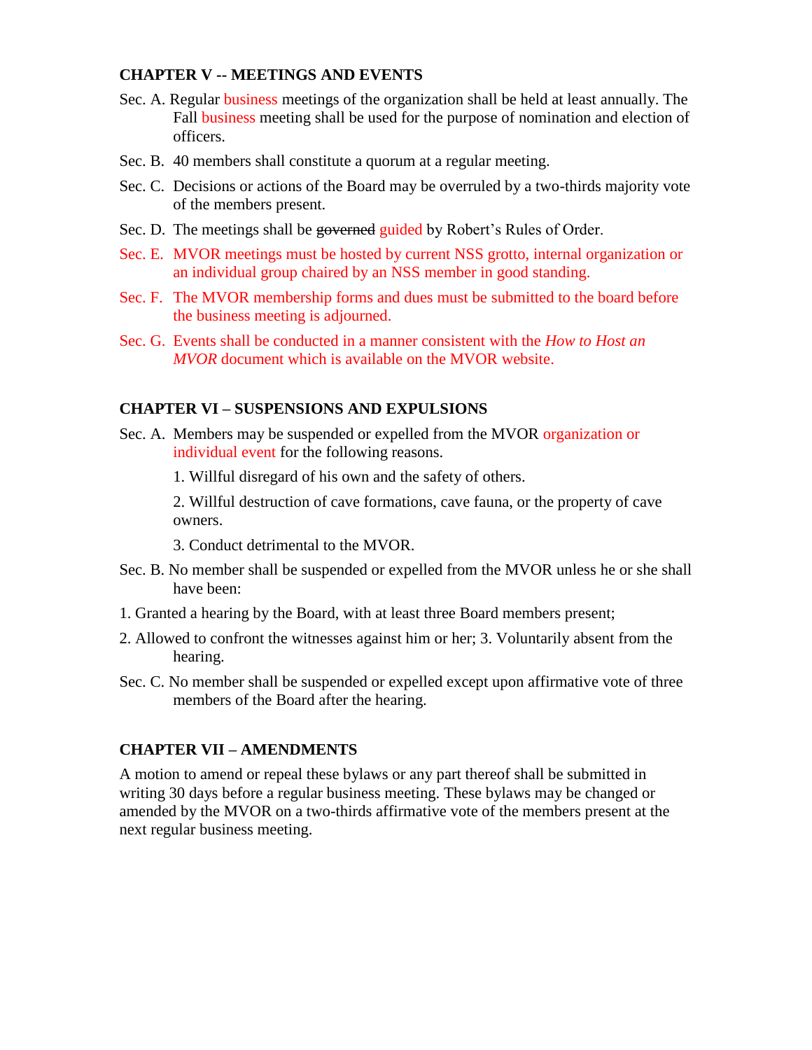### CHAPTER V -- MEETINGS AND EVENTS

Sec. A. Regular business meetings of the organization shall be held at least annually. The Fall business meeting shall be used for the purpose of nomination and election of officers.

Sec. B. 40 members shall constitute a quorum at a regular meeting.

Sec. C. Decisions or actions of the Board may be overruled by a two-thirds majority vote of the members present.

Sec. D. The meetings shall be ~~governed~~ guided by Robert's Rules of Order.

Sec. E. MVOR meetings must be hosted by current NSS grotto, internal organization or an individual group chaired by an NSS member in good standing.

Sec. F. The MVOR membership forms and dues must be submitted to the board before the business meeting is adjourned.

Sec. G. Events shall be conducted in a manner consistent with the *How to Host an MVOR* document which is available on the MVOR website.

### CHAPTER VI – SUSPENSIONS AND EXPULSIONS

Sec. A. Members may be suspended or expelled from the MVOR organization or individual event for the following reasons.

1. Willful disregard of his own and the safety of others.
2. Willful destruction of cave formations, cave fauna, or the property of cave owners.
3. Conduct detrimental to the MVOR.

Sec. B. No member shall be suspended or expelled from the MVOR unless he or she shall have been:

1. Granted a hearing by the Board, with at least three Board members present;
2. Allowed to confront the witnesses against him or her; 3. Voluntarily absent from the hearing.

Sec. C. No member shall be suspended or expelled except upon affirmative vote of three members of the Board after the hearing.

### CHAPTER VII – AMENDMENTS

A motion to amend or repeal these bylaws or any part thereof shall be submitted in writing 30 days before a regular business meeting. These bylaws may be changed or amended by the MVOR on a two-thirds affirmative vote of the members present at the next regular business meeting.